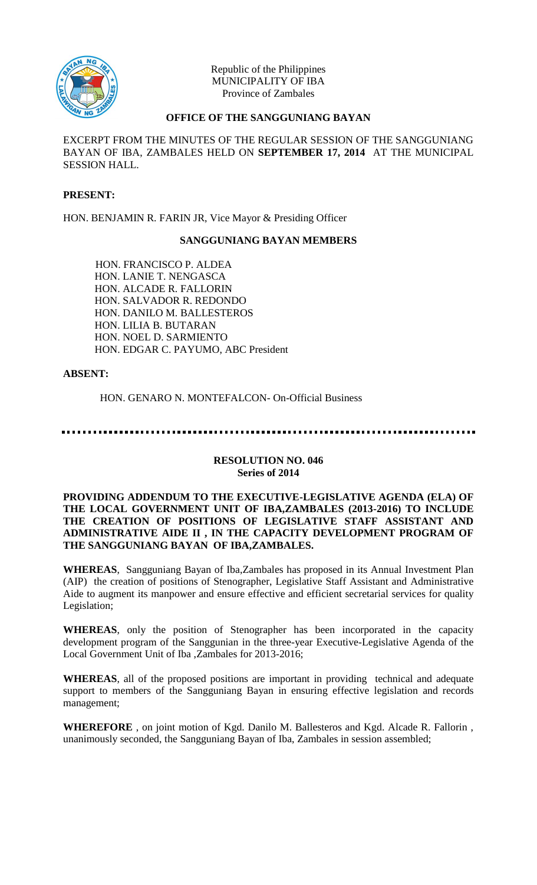Republic of the Philippines
MUNICIPALITY OF IBA
Province of Zambales

**OFFICE OF THE SANGGUNIANG BAYAN**

EXCERPT FROM THE MINUTES OF THE REGULAR SESSION OF THE SANGGUNIANG BAYAN OF IBA, ZAMBALES HELD ON **SEPTEMBER 17, 2014** AT THE MUNICIPAL SESSION HALL.

**PRESENT:**

HON. BENJAMIN R. FARIN JR, Vice Mayor & Presiding Officer

**SANGGUNIANG BAYAN MEMBERS**

HON. FRANCISCO P. ALDEA
HON. LANIE T. NENGASCA
HON. ALCADE R. FALLORIN
HON. SALVADOR R. REDONDO
HON. DANILO M. BALLESTEROS
HON. LILIA B. BUTARAN
HON. NOEL D. SARMIENTO
HON. EDGAR C. PAYUMO, ABC President

**ABSENT:**

HON. GENARO N. MONTEFALCON- On-Official Business

---

**RESOLUTION NO. 046**
**Series of 2014**

**PROVIDING ADDENDUM TO THE EXECUTIVE-LEGISLATIVE AGENDA (ELA) OF THE LOCAL GOVERNMENT UNIT OF IBA,ZAMBALES (2013-2016) TO INCLUDE THE CREATION OF POSITIONS OF LEGISLATIVE STAFF ASSISTANT AND ADMINISTRATIVE AIDE II , IN THE CAPACITY DEVELOPMENT PROGRAM OF THE SANGGUNIANG BAYAN OF IBA,ZAMBALES.**

**WHEREAS**, Sangguniang Bayan of Iba,Zambales has proposed in its Annual Investment Plan (AIP) the creation of positions of Stenographer, Legislative Staff Assistant and Administrative Aide to augment its manpower and ensure effective and efficient secretarial services for quality Legislation;

**WHEREAS**, only the position of Stenographer has been incorporated in the capacity development program of the Sanggunian in the three-year Executive-Legislative Agenda of the Local Government Unit of Iba ,Zambales for 2013-2016;

**WHEREAS**, all of the proposed positions are important in providing technical and adequate support to members of the Sangguniang Bayan in ensuring effective legislation and records management;

**WHEREFORE** , on joint motion of Kgd. Danilo M. Ballesteros and Kgd. Alcade R. Fallorin , unanimously seconded, the Sangguniang Bayan of Iba, Zambales in session assembled;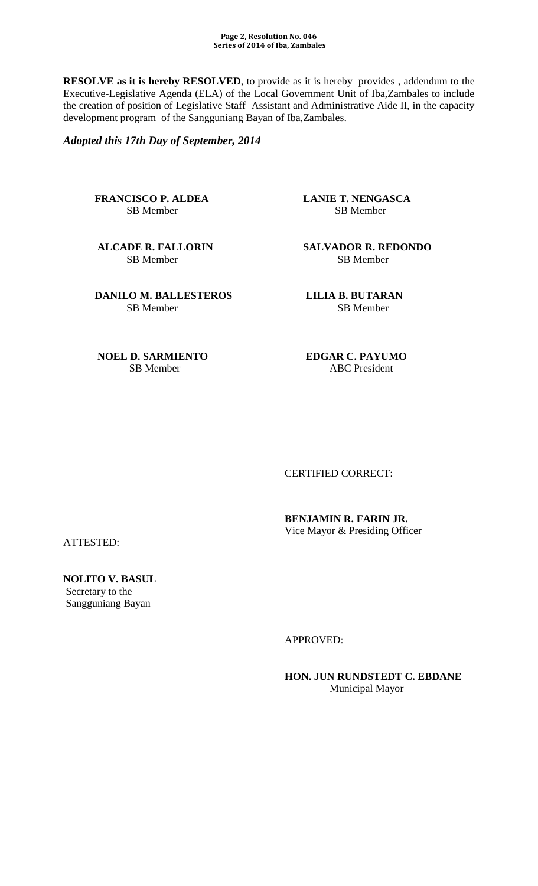**RESOLVE as it is hereby RESOLVED**, to provide as it is hereby provides , addendum to the Executive-Legislative Agenda (ELA) of the Local Government Unit of Iba,Zambales to include the creation of position of Legislative Staff Assistant and Administrative Aide II, in the capacity development program of the Sangguniang Bayan of Iba,Zambales.

***Adopted this 17th Day of September, 2014***

**FRANCISCO P. ALDEA**
SB Member

**LANIE T. NENGASCA**
SB Member

**ALCADE R. FALLORIN**
SB Member

**SALVADOR R. REDONDO**
SB Member

**DANILO M. BALLESTEROS**
SB Member

**LILIA B. BUTARAN**
SB Member

**NOEL D. SARMIENTO**
SB Member

**EDGAR C. PAYUMO**
ABC President

CERTIFIED CORRECT:

**BENJAMIN R. FARIN JR.**
Vice Mayor & Presiding Officer

ATTESTED:

**NOLITO V. BASUL**
Secretary to the
Sangguniang Bayan

APPROVED:

**HON. JUN RUNDSTEDT C. EBDANE**
Municipal Mayor